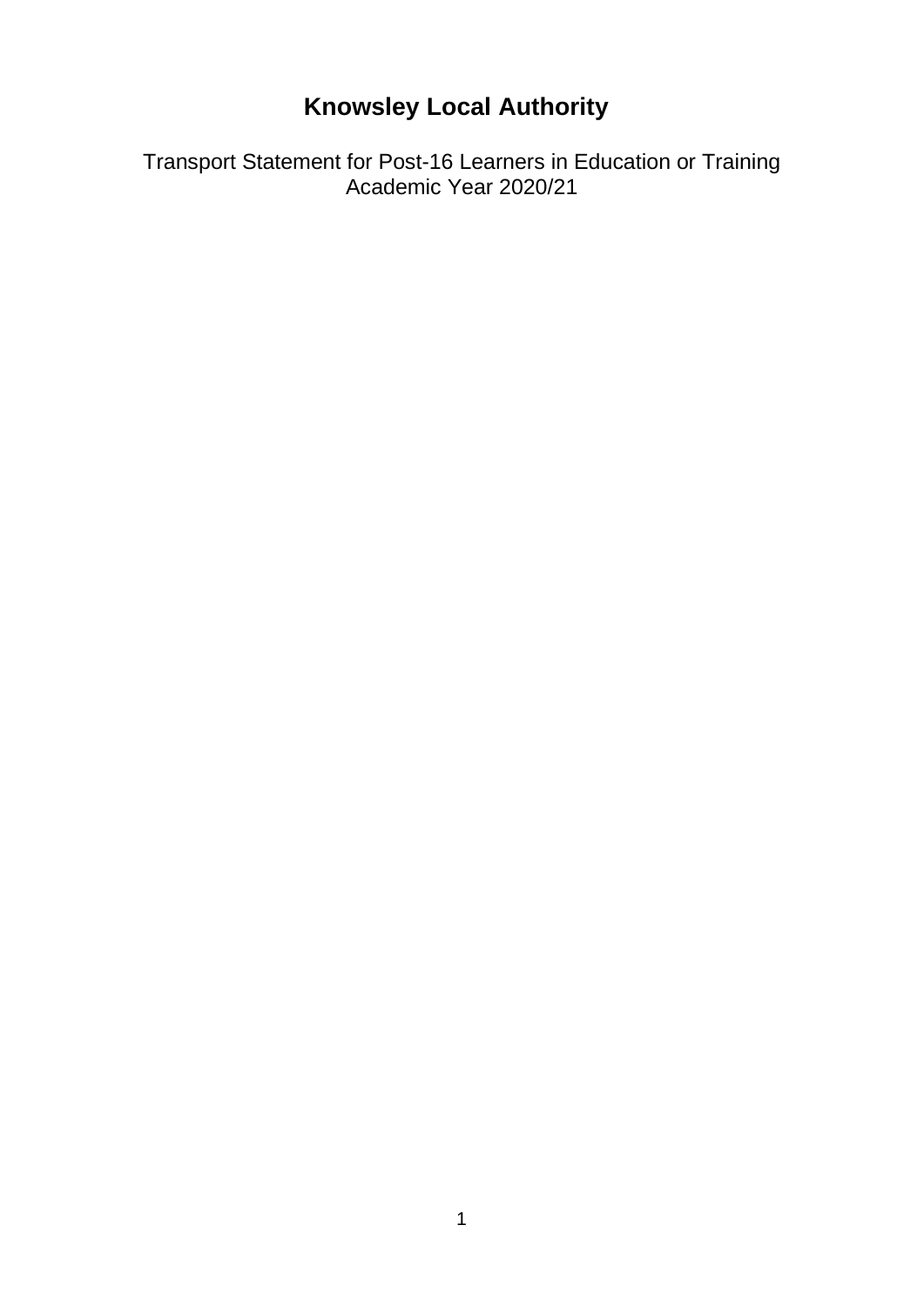# Knowsley Local Authority

Transport Statement for Post-16 Learners in Education or Training
Academic Year 2020/21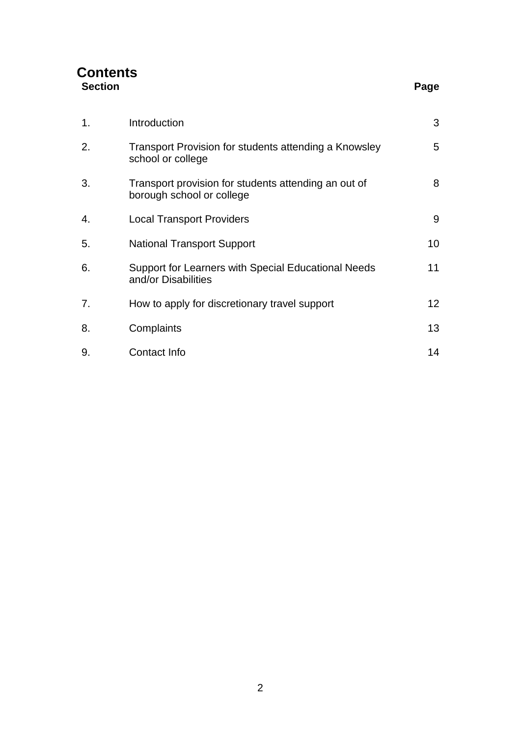# Contents

| Section | | Page |
|---|---|---|
| 1. | Introduction | 3 |
| 2. | Transport Provision for students attending a Knowsley school or college | 5 |
| 3. | Transport provision for students attending an out of borough school or college | 8 |
| 4. | Local Transport Providers | 9 |
| 5. | National Transport Support | 10 |
| 6. | Support for Learners with Special Educational Needs and/or Disabilities | 11 |
| 7. | How to apply for discretionary travel support | 12 |
| 8. | Complaints | 13 |
| 9. | Contact Info | 14 |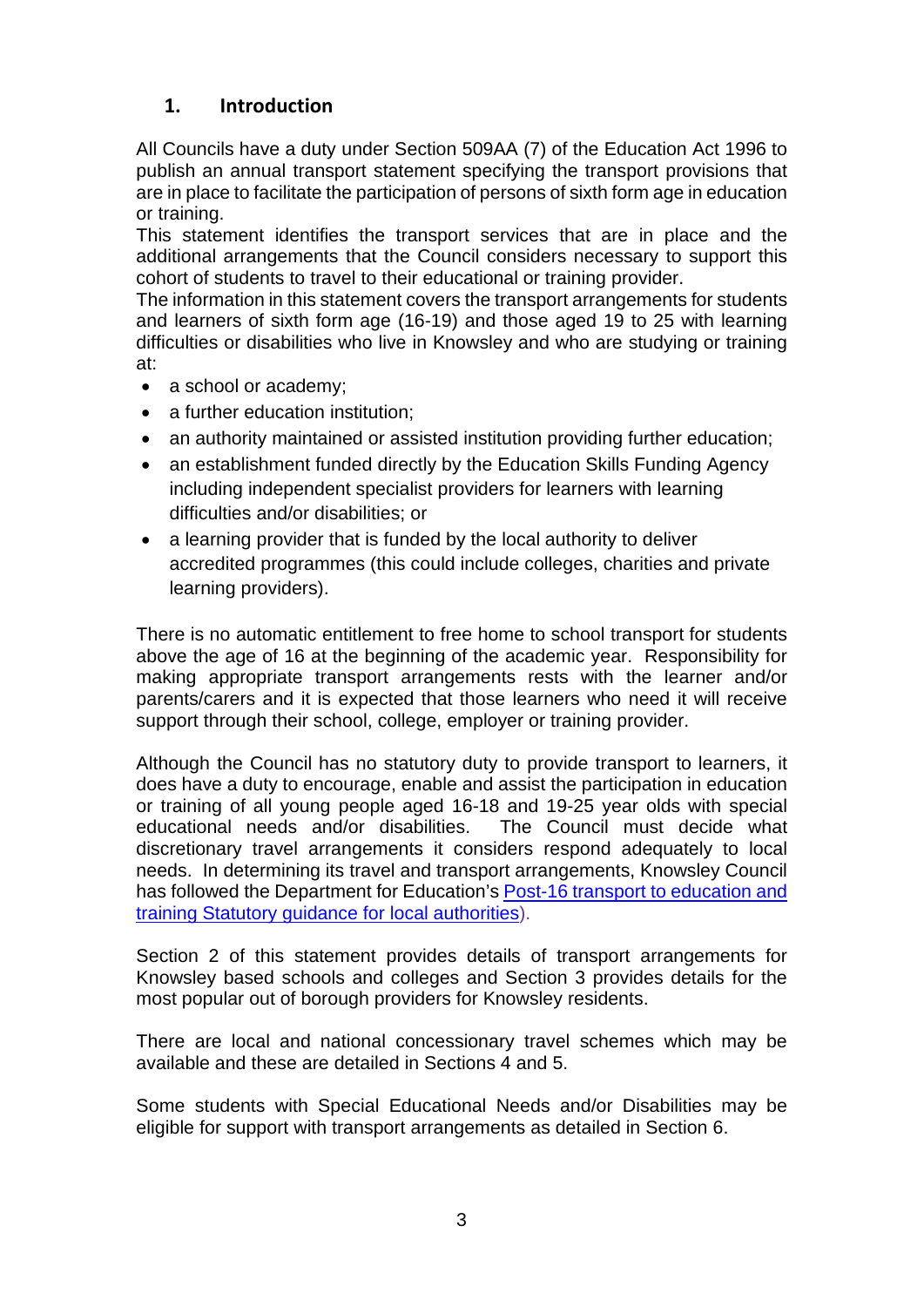## 1. Introduction

All Councils have a duty under Section 509AA (7) of the Education Act 1996 to publish an annual transport statement specifying the transport provisions that are in place to facilitate the participation of persons of sixth form age in education or training.

This statement identifies the transport services that are in place and the additional arrangements that the Council considers necessary to support this cohort of students to travel to their educational or training provider.

The information in this statement covers the transport arrangements for students and learners of sixth form age (16-19) and those aged 19 to 25 with learning difficulties or disabilities who live in Knowsley and who are studying or training at:

- a school or academy;
- a further education institution;
- an authority maintained or assisted institution providing further education;
- an establishment funded directly by the Education Skills Funding Agency including independent specialist providers for learners with learning difficulties and/or disabilities; or
- a learning provider that is funded by the local authority to deliver accredited programmes (this could include colleges, charities and private learning providers).

There is no automatic entitlement to free home to school transport for students above the age of 16 at the beginning of the academic year. Responsibility for making appropriate transport arrangements rests with the learner and/or parents/carers and it is expected that those learners who need it will receive support through their school, college, employer or training provider.

Although the Council has no statutory duty to provide transport to learners, it does have a duty to encourage, enable and assist the participation in education or training of all young people aged 16-18 and 19-25 year olds with special educational needs and/or disabilities. The Council must decide what discretionary travel arrangements it considers respond adequately to local needs. In determining its travel and transport arrangements, Knowsley Council has followed the Department for Education's Post-16 transport to education and training Statutory guidance for local authorities).

Section 2 of this statement provides details of transport arrangements for Knowsley based schools and colleges and Section 3 provides details for the most popular out of borough providers for Knowsley residents.

There are local and national concessionary travel schemes which may be available and these are detailed in Sections 4 and 5.

Some students with Special Educational Needs and/or Disabilities may be eligible for support with transport arrangements as detailed in Section 6.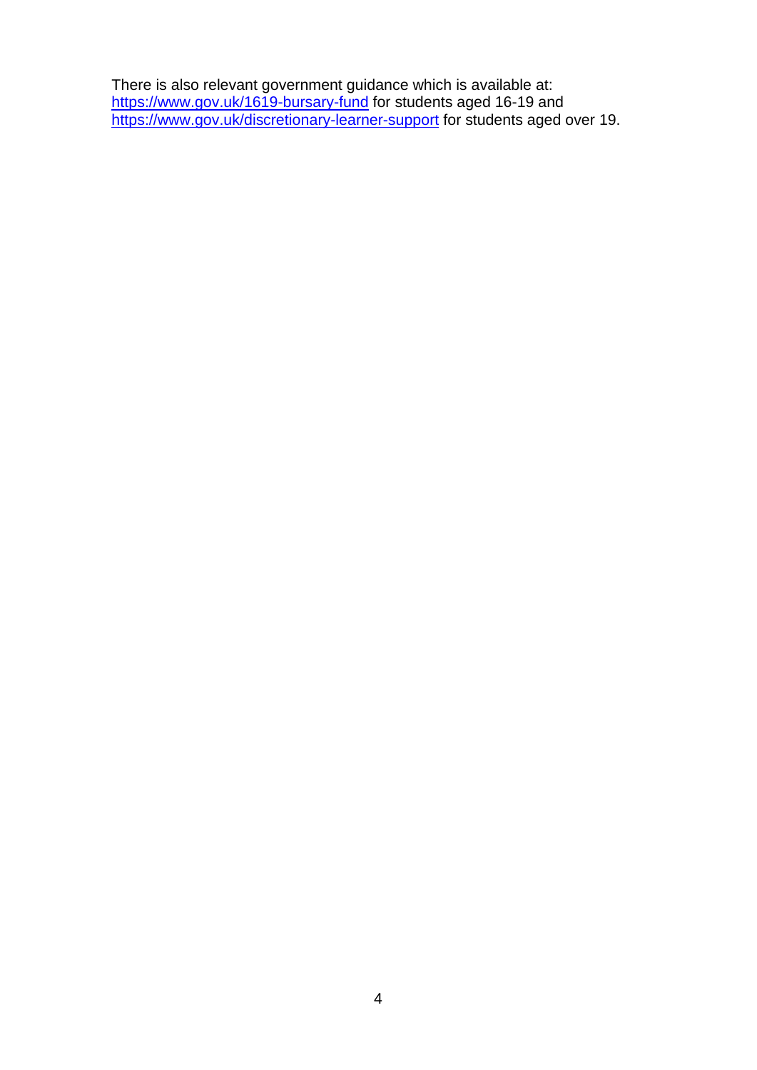There is also relevant government guidance which is available at: [https://www.gov.uk/1619-bursary-fund](https://www.gov.uk/1619-bursary-fund) for students aged 16-19 and [https://www.gov.uk/discretionary-learner-support](https://www.gov.uk/discretionary-learner-support) for students aged over 19.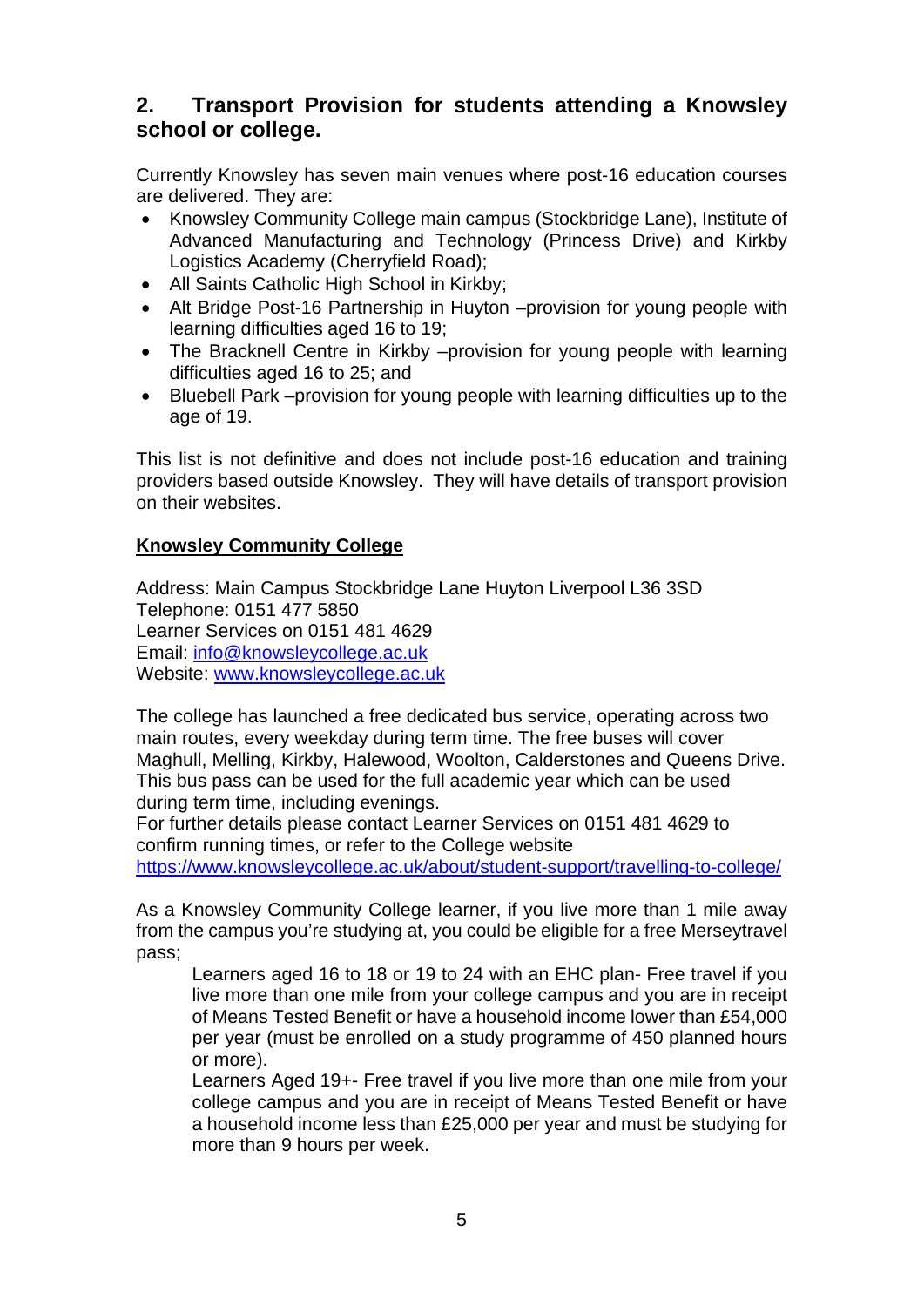## 2. Transport Provision for students attending a Knowsley school or college.

Currently Knowsley has seven main venues where post-16 education courses are delivered. They are:

- Knowsley Community College main campus (Stockbridge Lane), Institute of Advanced Manufacturing and Technology (Princess Drive) and Kirkby Logistics Academy (Cherryfield Road);
- All Saints Catholic High School in Kirkby;
- Alt Bridge Post-16 Partnership in Huyton –provision for young people with learning difficulties aged 16 to 19;
- The Bracknell Centre in Kirkby –provision for young people with learning difficulties aged 16 to 25; and
- Bluebell Park –provision for young people with learning difficulties up to the age of 19.

This list is not definitive and does not include post-16 education and training providers based outside Knowsley. They will have details of transport provision on their websites.

**Knowsley Community College**

Address: Main Campus Stockbridge Lane Huyton Liverpool L36 3SD
Telephone: 0151 477 5850
Learner Services on 0151 481 4629
Email: [info@knowsleycollege.ac.uk](mailto:info@knowsleycollege.ac.uk)
Website: [www.knowsleycollege.ac.uk](http://www.knowsleycollege.ac.uk)

The college has launched a free dedicated bus service, operating across two main routes, every weekday during term time. The free buses will cover Maghull, Melling, Kirkby, Halewood, Woolton, Calderstones and Queens Drive. This bus pass can be used for the full academic year which can be used during term time, including evenings.
For further details please contact Learner Services on 0151 481 4629 to confirm running times, or refer to the College website
[https://www.knowsleycollege.ac.uk/about/student-support/travelling-to-college/](https://www.knowsleycollege.ac.uk/about/student-support/travelling-to-college/)

As a Knowsley Community College learner, if you live more than 1 mile away from the campus you're studying at, you could be eligible for a free Merseytravel pass;

> Learners aged 16 to 18 or 19 to 24 with an EHC plan- Free travel if you live more than one mile from your college campus and you are in receipt of Means Tested Benefit or have a household income lower than £54,000 per year (must be enrolled on a study programme of 450 planned hours or more).
>
> Learners Aged 19+- Free travel if you live more than one mile from your college campus and you are in receipt of Means Tested Benefit or have a household income less than £25,000 per year and must be studying for more than 9 hours per week.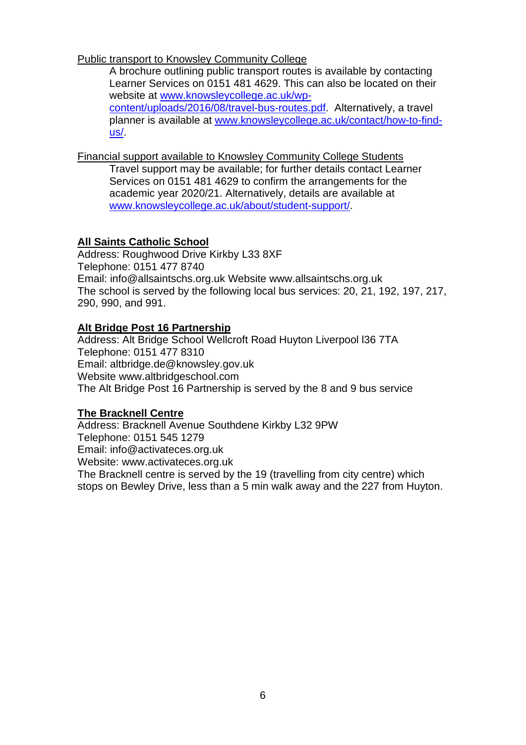Public transport to Knowsley Community College

A brochure outlining public transport routes is available by contacting Learner Services on 0151 481 4629. This can also be located on their website at [www.knowsleycollege.ac.uk/wp-content/uploads/2016/08/travel-bus-routes.pdf](www.knowsleycollege.ac.uk/wp-content/uploads/2016/08/travel-bus-routes.pdf). Alternatively, a travel planner is available at [www.knowsleycollege.ac.uk/contact/how-to-find-us/](www.knowsleycollege.ac.uk/contact/how-to-find-us/).

Financial support available to Knowsley Community College Students

Travel support may be available; for further details contact Learner Services on 0151 481 4629 to confirm the arrangements for the academic year 2020/21. Alternatively, details are available at [www.knowsleycollege.ac.uk/about/student-support/](www.knowsleycollege.ac.uk/about/student-support/).

**All Saints Catholic School**

Address: Roughwood Drive Kirkby L33 8XF
Telephone: 0151 477 8740
Email: info@allsaintschs.org.uk Website www.allsaintschs.org.uk
The school is served by the following local bus services: 20, 21, 192, 197, 217, 290, 990, and 991.

**Alt Bridge Post 16 Partnership**

Address: Alt Bridge School Wellcroft Road Huyton Liverpool l36 7TA
Telephone: 0151 477 8310
Email: altbridge.de@knowsley.gov.uk
Website www.altbridgeschool.com
The Alt Bridge Post 16 Partnership is served by the 8 and 9 bus service

**The Bracknell Centre**

Address: Bracknell Avenue Southdene Kirkby L32 9PW
Telephone: 0151 545 1279
Email: info@activateces.org.uk
Website: www.activateces.org.uk
The Bracknell centre is served by the 19 (travelling from city centre) which stops on Bewley Drive, less than a 5 min walk away and the 227 from Huyton.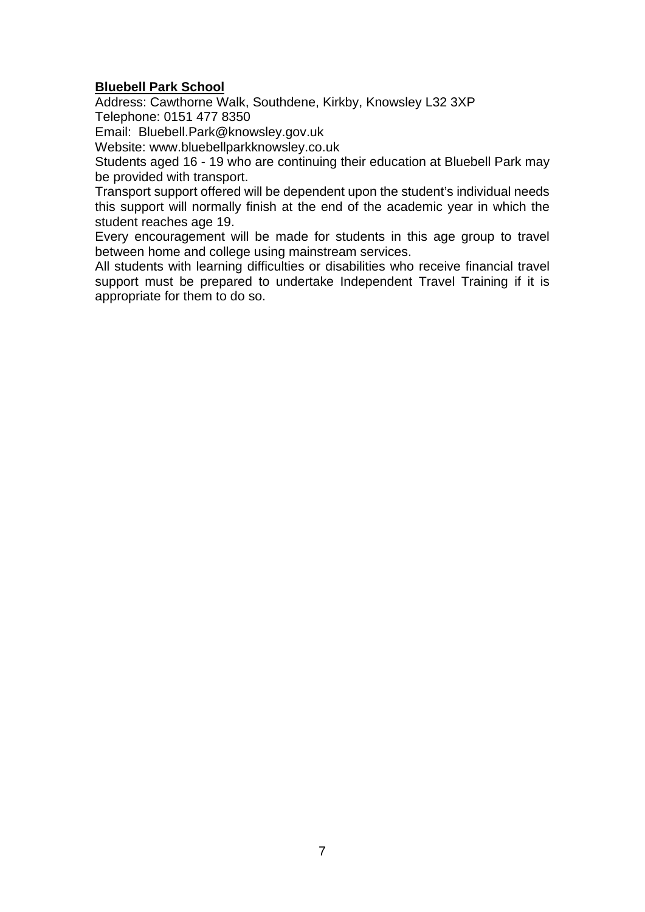**Bluebell Park School**

Address: Cawthorne Walk, Southdene, Kirkby, Knowsley L32 3XP
Telephone: 0151 477 8350
Email: Bluebell.Park@knowsley.gov.uk
Website: www.bluebellparkknowsley.co.uk

Students aged 16 - 19 who are continuing their education at Bluebell Park may be provided with transport.

Transport support offered will be dependent upon the student's individual needs this support will normally finish at the end of the academic year in which the student reaches age 19.

Every encouragement will be made for students in this age group to travel between home and college using mainstream services.

All students with learning difficulties or disabilities who receive financial travel support must be prepared to undertake Independent Travel Training if it is appropriate for them to do so.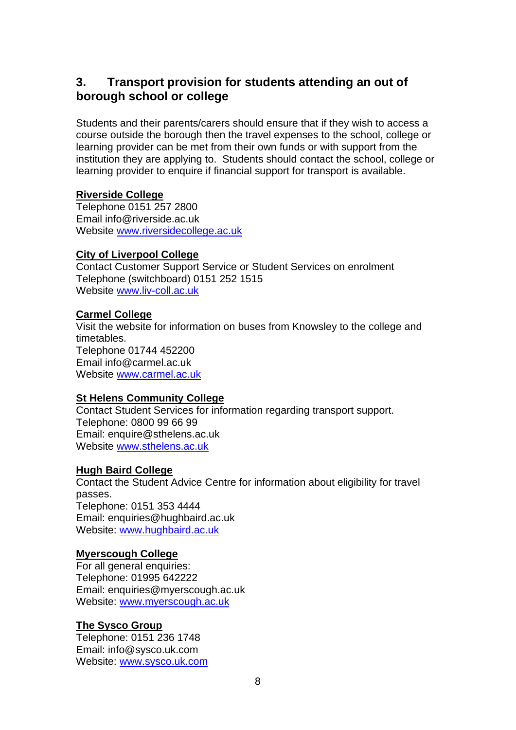## 3. Transport provision for students attending an out of borough school or college

Students and their parents/carers should ensure that if they wish to access a course outside the borough then the travel expenses to the school, college or learning provider can be met from their own funds or with support from the institution they are applying to. Students should contact the school, college or learning provider to enquire if financial support for transport is available.

**Riverside College**
Telephone 0151 257 2800
Email info@riverside.ac.uk
Website www.riversidecollege.ac.uk

**City of Liverpool College**
Contact Customer Support Service or Student Services on enrolment
Telephone (switchboard) 0151 252 1515
Website www.liv-coll.ac.uk

**Carmel College**
Visit the website for information on buses from Knowsley to the college and timetables.
Telephone 01744 452200
Email info@carmel.ac.uk
Website www.carmel.ac.uk

**St Helens Community College**
Contact Student Services for information regarding transport support.
Telephone: 0800 99 66 99
Email: enquire@sthelens.ac.uk
Website www.sthelens.ac.uk

**Hugh Baird College**
Contact the Student Advice Centre for information about eligibility for travel passes.
Telephone: 0151 353 4444
Email: enquiries@hughbaird.ac.uk
Website: www.hughbaird.ac.uk

**Myerscough College**
For all general enquiries:
Telephone: 01995 642222
Email: enquiries@myerscough.ac.uk
Website: www.myerscough.ac.uk

**The Sysco Group**
Telephone: 0151 236 1748
Email: info@sysco.uk.com
Website: www.sysco.uk.com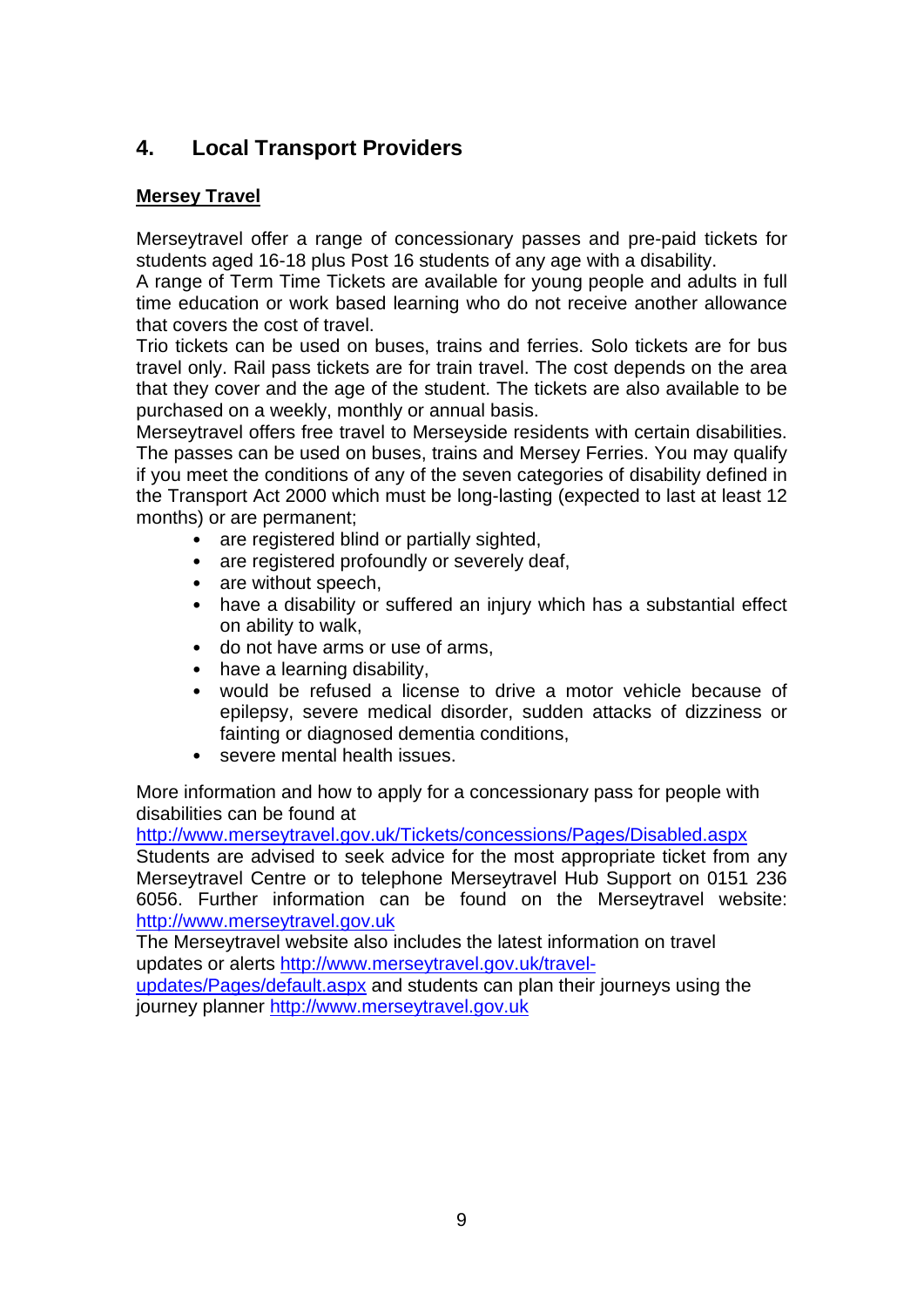## 4. Local Transport Providers

**Mersey Travel**

Merseytravel offer a range of concessionary passes and pre-paid tickets for students aged 16-18 plus Post 16 students of any age with a disability.
A range of Term Time Tickets are available for young people and adults in full time education or work based learning who do not receive another allowance that covers the cost of travel.
Trio tickets can be used on buses, trains and ferries. Solo tickets are for bus travel only. Rail pass tickets are for train travel. The cost depends on the area that they cover and the age of the student. The tickets are also available to be purchased on a weekly, monthly or annual basis.
Merseytravel offers free travel to Merseyside residents with certain disabilities. The passes can be used on buses, trains and Mersey Ferries. You may qualify if you meet the conditions of any of the seven categories of disability defined in the Transport Act 2000 which must be long-lasting (expected to last at least 12 months) or are permanent;

- are registered blind or partially sighted,
- are registered profoundly or severely deaf,
- are without speech,
- have a disability or suffered an injury which has a substantial effect on ability to walk,
- do not have arms or use of arms,
- have a learning disability,
- would be refused a license to drive a motor vehicle because of epilepsy, severe medical disorder, sudden attacks of dizziness or fainting or diagnosed dementia conditions,
- severe mental health issues.

More information and how to apply for a concessionary pass for people with disabilities can be found at
http://www.merseytravel.gov.uk/Tickets/concessions/Pages/Disabled.aspx
Students are advised to seek advice for the most appropriate ticket from any Merseytravel Centre or to telephone Merseytravel Hub Support on 0151 236 6056. Further information can be found on the Merseytravel website: http://www.merseytravel.gov.uk
The Merseytravel website also includes the latest information on travel updates or alerts http://www.merseytravel.gov.uk/travel-updates/Pages/default.aspx and students can plan their journeys using the journey planner http://www.merseytravel.gov.uk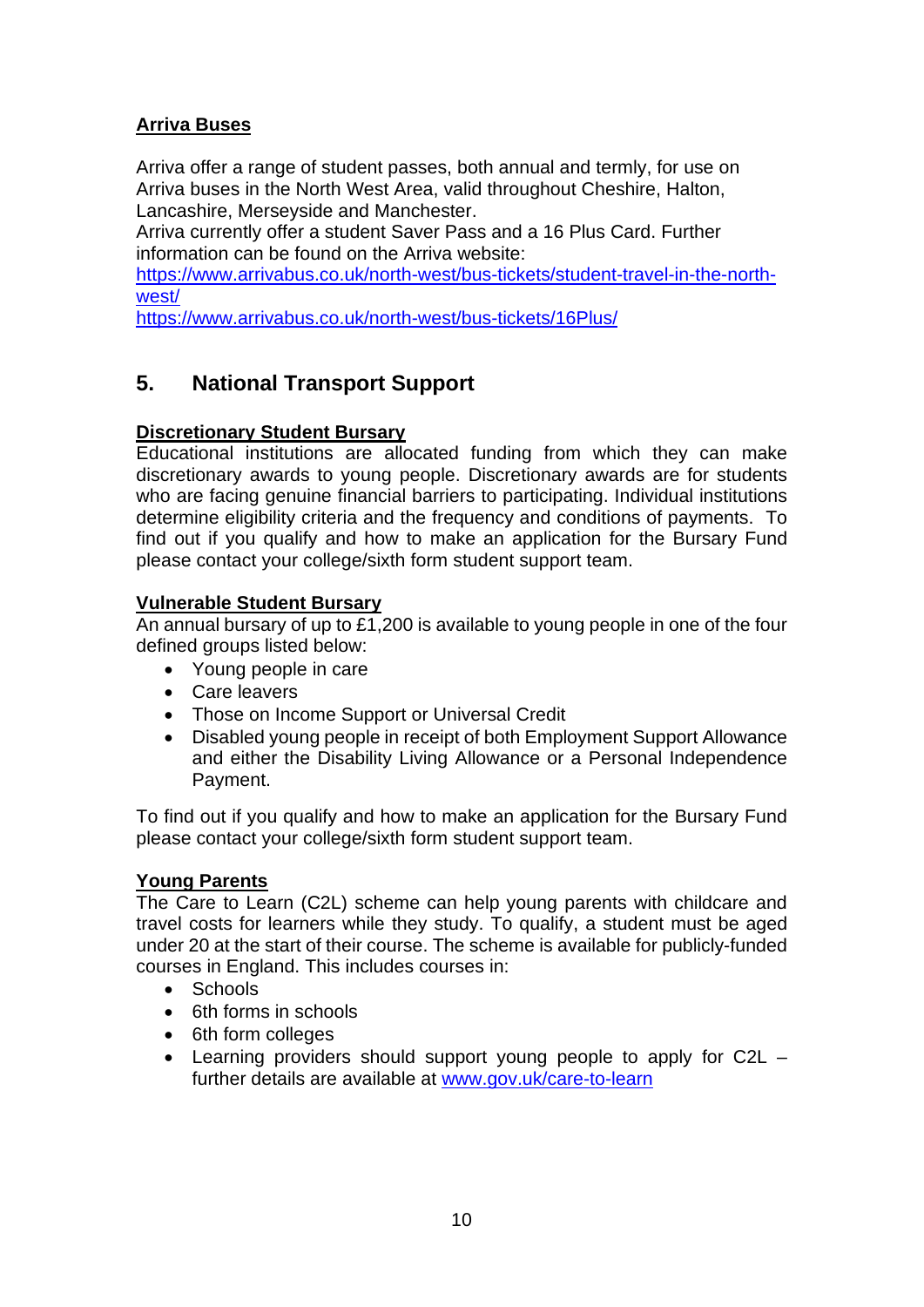**Arriva Buses**

Arriva offer a range of student passes, both annual and termly, for use on Arriva buses in the North West Area, valid throughout Cheshire, Halton, Lancashire, Merseyside and Manchester.
Arriva currently offer a student Saver Pass and a 16 Plus Card. Further information can be found on the Arriva website:
https://www.arrivabus.co.uk/north-west/bus-tickets/student-travel-in-the-north-west/
https://www.arrivabus.co.uk/north-west/bus-tickets/16Plus/

## 5. National Transport Support

**Discretionary Student Bursary**

Educational institutions are allocated funding from which they can make discretionary awards to young people. Discretionary awards are for students who are facing genuine financial barriers to participating. Individual institutions determine eligibility criteria and the frequency and conditions of payments. To find out if you qualify and how to make an application for the Bursary Fund please contact your college/sixth form student support team.

**Vulnerable Student Bursary**

An annual bursary of up to £1,200 is available to young people in one of the four defined groups listed below:

- Young people in care
- Care leavers
- Those on Income Support or Universal Credit
- Disabled young people in receipt of both Employment Support Allowance and either the Disability Living Allowance or a Personal Independence Payment.

To find out if you qualify and how to make an application for the Bursary Fund please contact your college/sixth form student support team.

**Young Parents**

The Care to Learn (C2L) scheme can help young parents with childcare and travel costs for learners while they study. To qualify, a student must be aged under 20 at the start of their course. The scheme is available for publicly-funded courses in England. This includes courses in:

- Schools
- 6th forms in schools
- 6th form colleges
- Learning providers should support young people to apply for C2L – further details are available at www.gov.uk/care-to-learn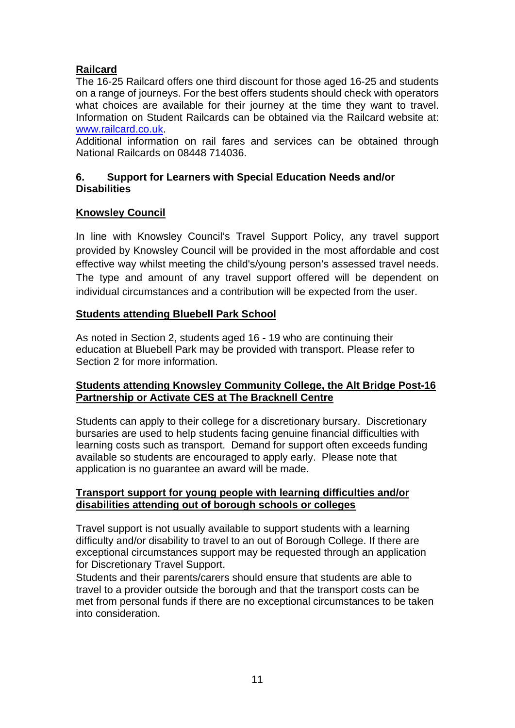**Railcard**

The 16-25 Railcard offers one third discount for those aged 16-25 and students on a range of journeys. For the best offers students should check with operators what choices are available for their journey at the time they want to travel. Information on Student Railcards can be obtained via the Railcard website at: www.railcard.co.uk.

Additional information on rail fares and services can be obtained through National Railcards on 08448 714036.

## 6. Support for Learners with Special Education Needs and/or Disabilities

**Knowsley Council**

In line with Knowsley Council's Travel Support Policy, any travel support provided by Knowsley Council will be provided in the most affordable and cost effective way whilst meeting the child's/young person's assessed travel needs. The type and amount of any travel support offered will be dependent on individual circumstances and a contribution will be expected from the user.

**Students attending Bluebell Park School**

As noted in Section 2, students aged 16 - 19 who are continuing their education at Bluebell Park may be provided with transport. Please refer to Section 2 for more information.

**Students attending Knowsley Community College, the Alt Bridge Post-16 Partnership or Activate CES at The Bracknell Centre**

Students can apply to their college for a discretionary bursary. Discretionary bursaries are used to help students facing genuine financial difficulties with learning costs such as transport. Demand for support often exceeds funding available so students are encouraged to apply early. Please note that application is no guarantee an award will be made.

**Transport support for young people with learning difficulties and/or disabilities attending out of borough schools or colleges**

Travel support is not usually available to support students with a learning difficulty and/or disability to travel to an out of Borough College. If there are exceptional circumstances support may be requested through an application for Discretionary Travel Support.

Students and their parents/carers should ensure that students are able to travel to a provider outside the borough and that the transport costs can be met from personal funds if there are no exceptional circumstances to be taken into consideration.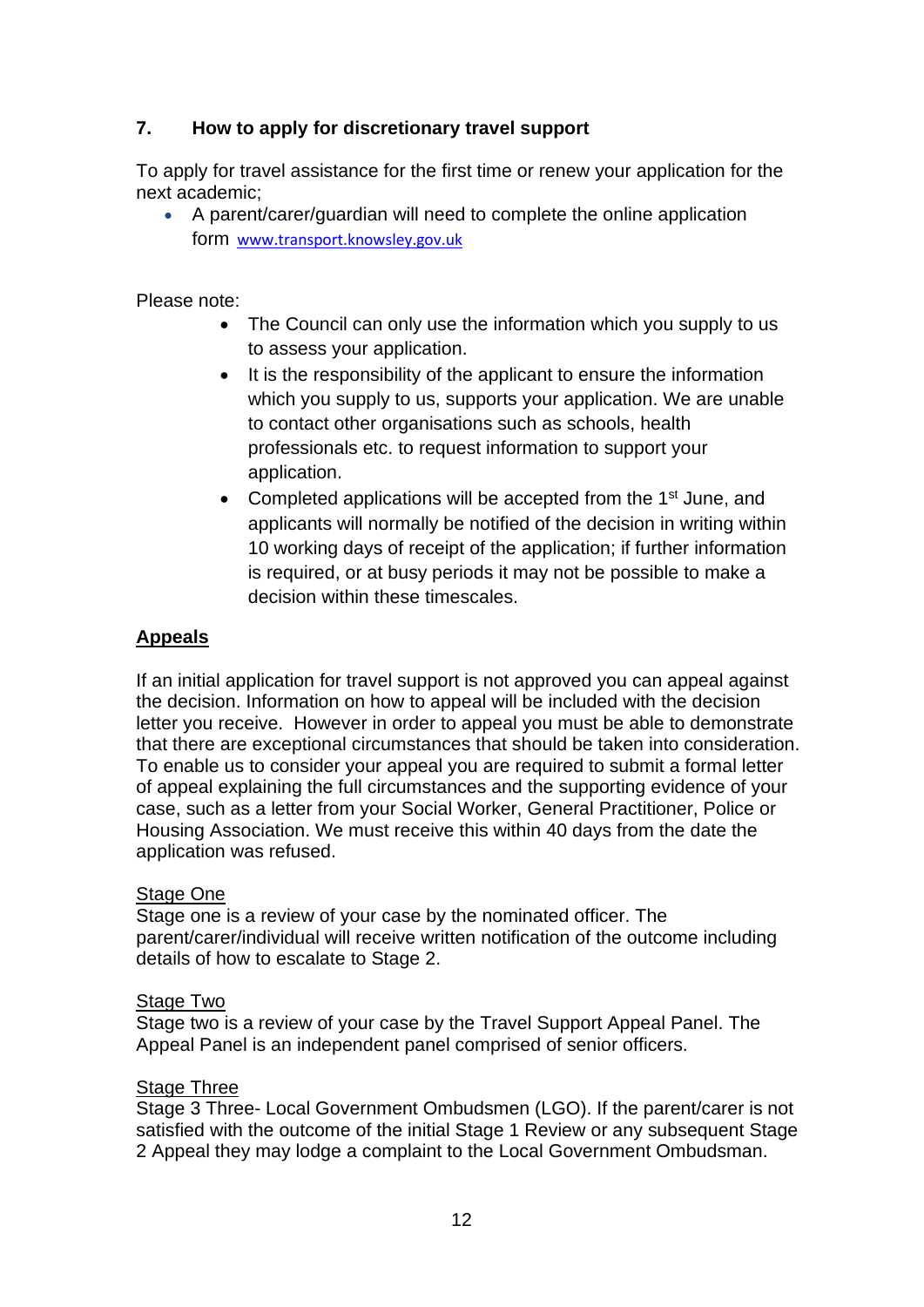## 7. How to apply for discretionary travel support

To apply for travel assistance for the first time or renew your application for the next academic;

- A parent/carer/guardian will need to complete the online application form www.transport.knowsley.gov.uk

Please note:

- The Council can only use the information which you supply to us to assess your application.
- It is the responsibility of the applicant to ensure the information which you supply to us, supports your application. We are unable to contact other organisations such as schools, health professionals etc. to request information to support your application.
- Completed applications will be accepted from the 1st June, and applicants will normally be notified of the decision in writing within 10 working days of receipt of the application; if further information is required, or at busy periods it may not be possible to make a decision within these timescales.

**Appeals**

If an initial application for travel support is not approved you can appeal against the decision. Information on how to appeal will be included with the decision letter you receive. However in order to appeal you must be able to demonstrate that there are exceptional circumstances that should be taken into consideration. To enable us to consider your appeal you are required to submit a formal letter of appeal explaining the full circumstances and the supporting evidence of your case, such as a letter from your Social Worker, General Practitioner, Police or Housing Association. We must receive this within 40 days from the date the application was refused.

Stage One

Stage one is a review of your case by the nominated officer. The parent/carer/individual will receive written notification of the outcome including details of how to escalate to Stage 2.

Stage Two

Stage two is a review of your case by the Travel Support Appeal Panel. The Appeal Panel is an independent panel comprised of senior officers.

Stage Three

Stage 3 Three- Local Government Ombudsmen (LGO). If the parent/carer is not satisfied with the outcome of the initial Stage 1 Review or any subsequent Stage 2 Appeal they may lodge a complaint to the Local Government Ombudsman.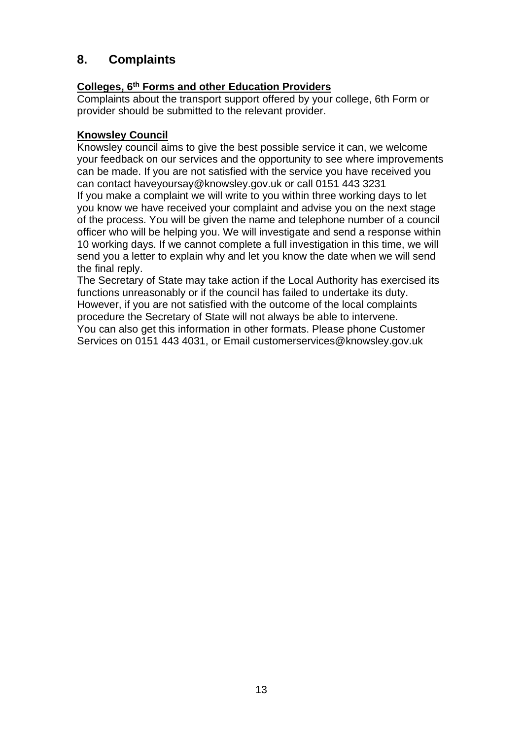## 8. Complaints

**Colleges, 6th Forms and other Education Providers**

Complaints about the transport support offered by your college, 6th Form or provider should be submitted to the relevant provider.

**Knowsley Council**

Knowsley council aims to give the best possible service it can, we welcome your feedback on our services and the opportunity to see where improvements can be made. If you are not satisfied with the service you have received you can contact haveyoursay@knowsley.gov.uk or call 0151 443 3231

If you make a complaint we will write to you within three working days to let you know we have received your complaint and advise you on the next stage of the process. You will be given the name and telephone number of a council officer who will be helping you. We will investigate and send a response within 10 working days. If we cannot complete a full investigation in this time, we will send you a letter to explain why and let you know the date when we will send the final reply.

The Secretary of State may take action if the Local Authority has exercised its functions unreasonably or if the council has failed to undertake its duty. However, if you are not satisfied with the outcome of the local complaints procedure the Secretary of State will not always be able to intervene.

You can also get this information in other formats. Please phone Customer Services on 0151 443 4031, or Email customerservices@knowsley.gov.uk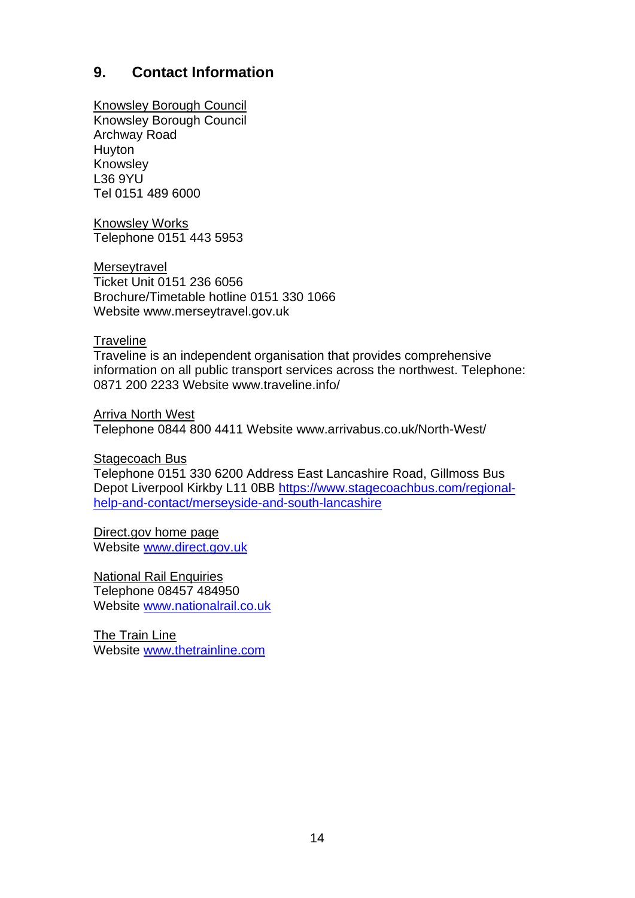## 9. Contact Information

Knowsley Borough Council
Knowsley Borough Council
Archway Road
Huyton
Knowsley
L36 9YU
Tel 0151 489 6000

Knowsley Works
Telephone 0151 443 5953

Merseytravel
Ticket Unit 0151 236 6056
Brochure/Timetable hotline 0151 330 1066
Website www.merseytravel.gov.uk

Traveline
Traveline is an independent organisation that provides comprehensive information on all public transport services across the northwest. Telephone: 0871 200 2233 Website www.traveline.info/

Arriva North West
Telephone 0844 800 4411 Website www.arrivabus.co.uk/North-West/

Stagecoach Bus
Telephone 0151 330 6200 Address East Lancashire Road, Gillmoss Bus Depot Liverpool Kirkby L11 0BB https://www.stagecoachbus.com/regional-help-and-contact/merseyside-and-south-lancashire

Direct.gov home page
Website www.direct.gov.uk

National Rail Enquiries
Telephone 08457 484950
Website www.nationalrail.co.uk

The Train Line
Website www.thetrainline.com